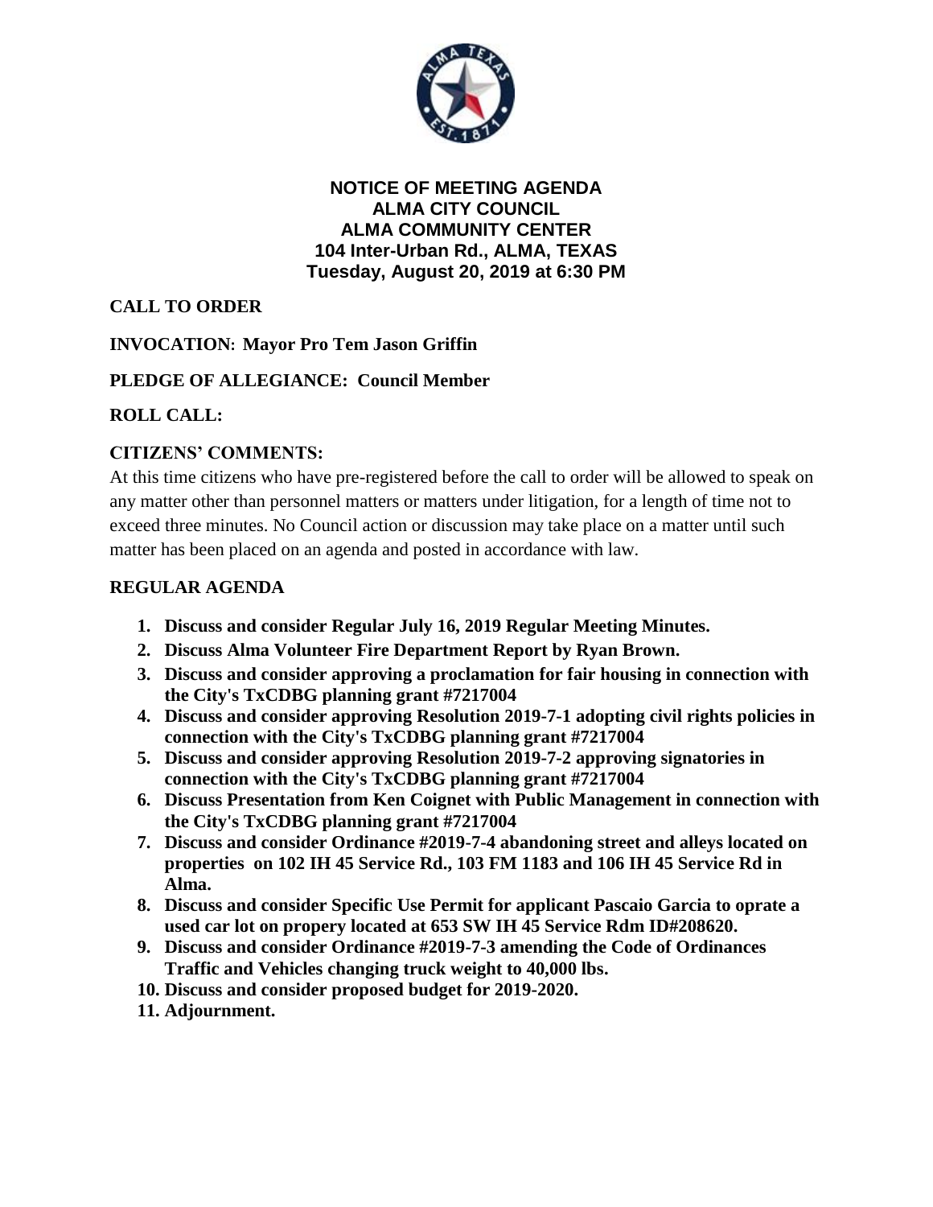**NOTICE OF MEETING AGENDA**
**ALMA CITY COUNCIL**
**ALMA COMMUNITY CENTER**
**104 Inter-Urban Rd., ALMA, TEXAS**
**Tuesday, August 20, 2019 at 6:30 PM**

**CALL TO ORDER**

**INVOCATION: Mayor Pro Tem Jason Griffin**

**PLEDGE OF ALLEGIANCE: Council Member**

**ROLL CALL:**

**CITIZENS' COMMENTS:**

At this time citizens who have pre-registered before the call to order will be allowed to speak on any matter other than personnel matters or matters under litigation, for a length of time not to exceed three minutes. No Council action or discussion may take place on a matter until such matter has been placed on an agenda and posted in accordance with law.

**REGULAR AGENDA**

1. **Discuss and consider Regular July 16, 2019 Regular Meeting Minutes.**
2. **Discuss Alma Volunteer Fire Department Report by Ryan Brown.**
3. **Discuss and consider approving a proclamation for fair housing in connection with the City's TxCDBG planning grant #7217004**
4. **Discuss and consider approving Resolution 2019-7-1 adopting civil rights policies in connection with the City's TxCDBG planning grant #7217004**
5. **Discuss and consider approving Resolution 2019-7-2 approving signatories in connection with the City's TxCDBG planning grant #7217004**
6. **Discuss Presentation from Ken Coignet with Public Management in connection with the City's TxCDBG planning grant #7217004**
7. **Discuss and consider Ordinance #2019-7-4 abandoning street and alleys located on properties on 102 IH 45 Service Rd., 103 FM 1183 and 106 IH 45 Service Rd in Alma.**
8. **Discuss and consider Specific Use Permit for applicant Pascaio Garcia to oprate a used car lot on propery located at 653 SW IH 45 Service Rdm ID#208620.**
9. **Discuss and consider Ordinance #2019-7-3 amending the Code of Ordinances Traffic and Vehicles changing truck weight to 40,000 lbs.**
10. **Discuss and consider proposed budget for 2019-2020.**
11. **Adjournment.**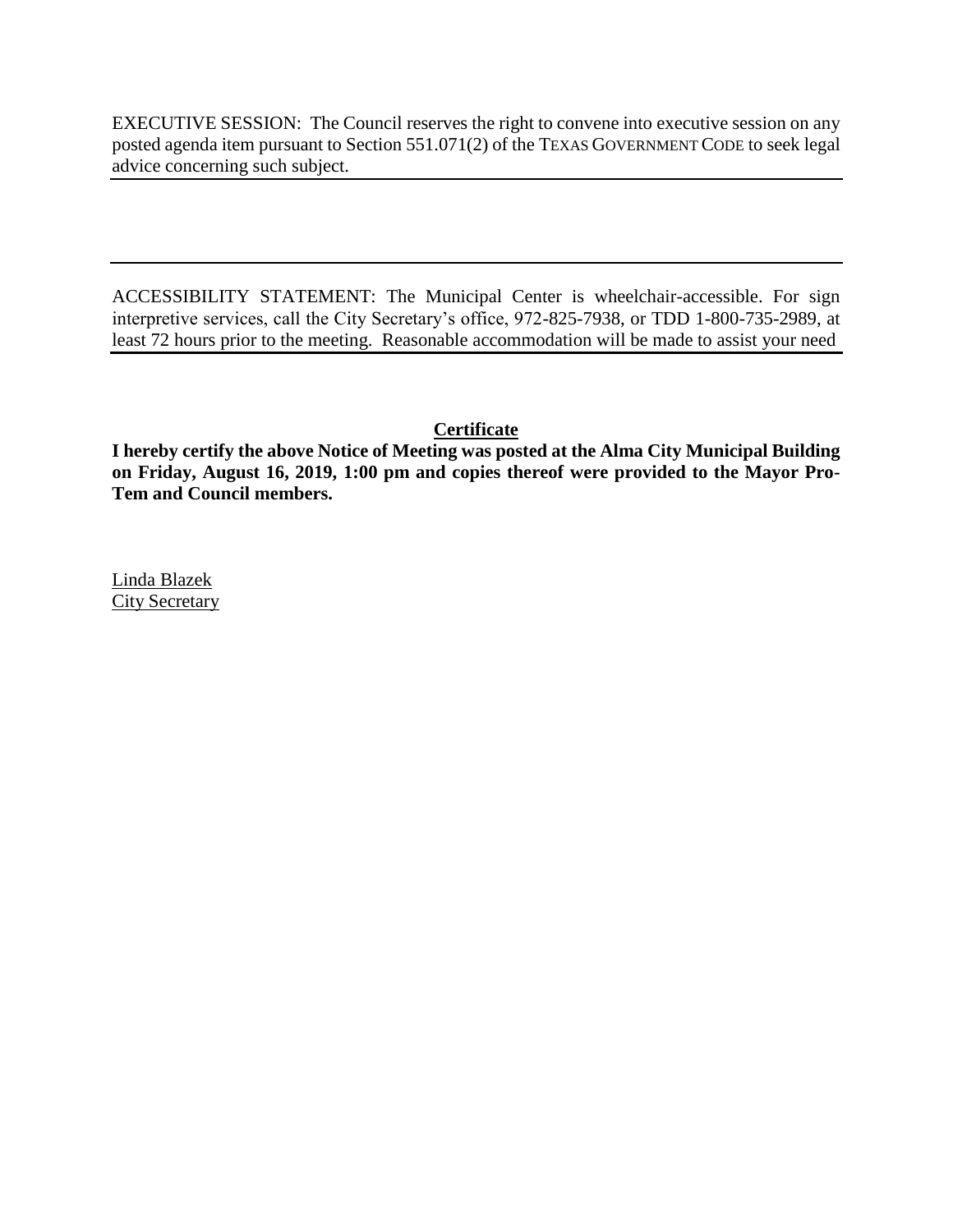EXECUTIVE SESSION: The Council reserves the right to convene into executive session on any posted agenda item pursuant to Section 551.071(2) of the TEXAS GOVERNMENT CODE to seek legal advice concerning such subject.

---

---

ACCESSIBILITY STATEMENT: The Municipal Center is wheelchair-accessible. For sign interpretive services, call the City Secretary's office, 972-825-7938, or TDD 1-800-735-2989, at least 72 hours prior to the meeting. Reasonable accommodation will be made to assist your need

---

**Certificate**

**I hereby certify the above Notice of Meeting was posted at the Alma City Municipal Building on Friday, August 16, 2019, 1:00 pm and copies thereof were provided to the Mayor Pro-Tem and Council members.**

Linda Blazek
City Secretary